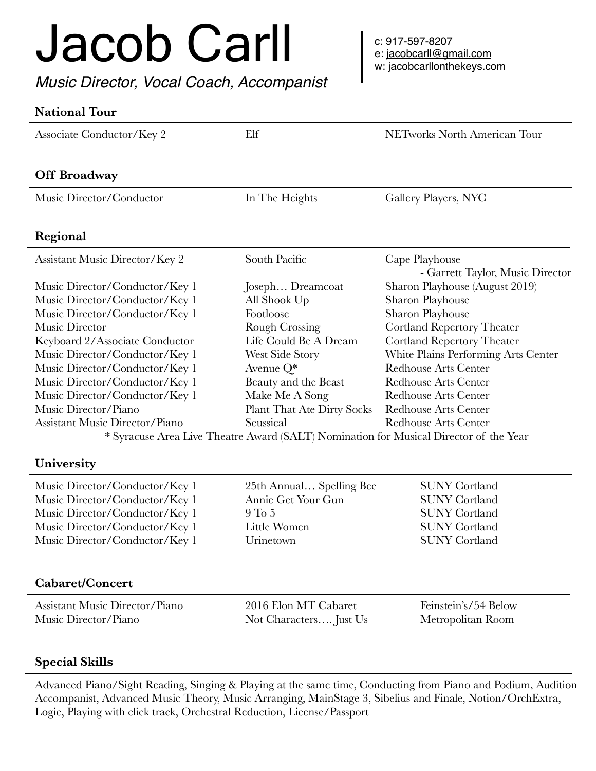# Jacob Carll

*Music Director, Vocal Coach, Accompanist*

c: 917-597-8207
e: jacobcarll@gmail.com
w: jacobcarllonthekeys.com

## National Tour

| | | |
|---|---|---|
| Associate Conductor/Key 2 | Elf | NETworks North American Tour |

## Off Broadway

| | | |
|---|---|---|
| Music Director/Conductor | In The Heights | Gallery Players, NYC |

## Regional

| | | |
|---|---|---|
| Assistant Music Director/Key 2 | South Pacific | Cape Playhouse - Garrett Taylor, Music Director |
| Music Director/Conductor/Key 1 | Joseph… Dreamcoat | Sharon Playhouse (August 2019) |
| Music Director/Conductor/Key 1 | All Shook Up | Sharon Playhouse |
| Music Director/Conductor/Key 1 | Footloose | Sharon Playhouse |
| Music Director | Rough Crossing | Cortland Repertory Theater |
| Keyboard 2/Associate Conductor | Life Could Be A Dream | Cortland Repertory Theater |
| Music Director/Conductor/Key 1 | West Side Story | White Plains Performing Arts Center |
| Music Director/Conductor/Key 1 | Avenue Q* | Redhouse Arts Center |
| Music Director/Conductor/Key 1 | Beauty and the Beast | Redhouse Arts Center |
| Music Director/Conductor/Key 1 | Make Me A Song | Redhouse Arts Center |
| Music Director/Piano | Plant That Ate Dirty Socks | Redhouse Arts Center |
| Assistant Music Director/Piano | Seussical | Redhouse Arts Center |

* Syracuse Area Live Theatre Award (SALT) Nomination for Musical Director of the Year

## University

| | | |
|---|---|---|
| Music Director/Conductor/Key 1 | 25th Annual… Spelling Bee | SUNY Cortland |
| Music Director/Conductor/Key 1 | Annie Get Your Gun | SUNY Cortland |
| Music Director/Conductor/Key 1 | 9 To 5 | SUNY Cortland |
| Music Director/Conductor/Key 1 | Little Women | SUNY Cortland |
| Music Director/Conductor/Key 1 | Urinetown | SUNY Cortland |

## Cabaret/Concert

| | | |
|---|---|---|
| Assistant Music Director/Piano | 2016 Elon MT Cabaret | Feinstein's/54 Below |
| Music Director/Piano | Not Characters…. Just Us | Metropolitan Room |

## Special Skills

Advanced Piano/Sight Reading, Singing & Playing at the same time, Conducting from Piano and Podium, Audition Accompanist, Advanced Music Theory, Music Arranging, MainStage 3, Sibelius and Finale, Notion/OrchExtra, Logic, Playing with click track, Orchestral Reduction, License/Passport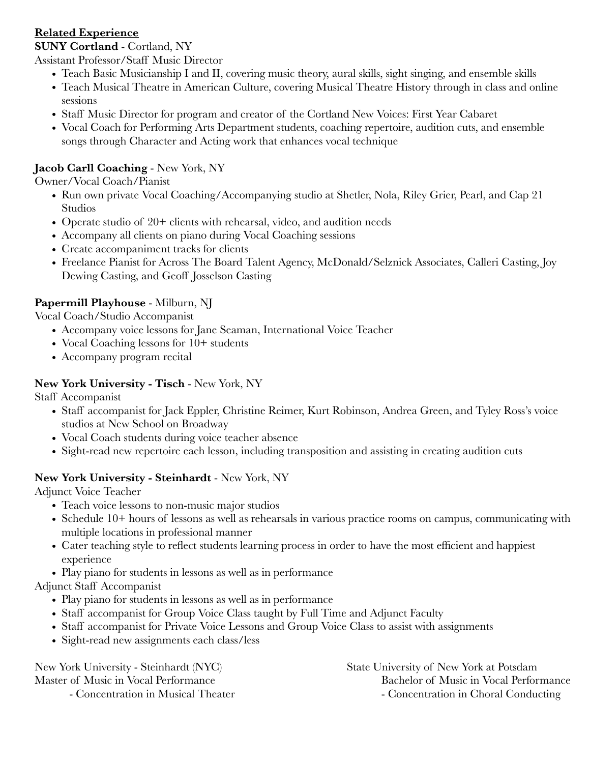## Related Experience

**SUNY Cortland** - Cortland, NY
Assistant Professor/Staff Music Director

- Teach Basic Musicianship I and II, covering music theory, aural skills, sight singing, and ensemble skills
- Teach Musical Theatre in American Culture, covering Musical Theatre History through in class and online sessions
- Staff Music Director for program and creator of the Cortland New Voices: First Year Cabaret
- Vocal Coach for Performing Arts Department students, coaching repertoire, audition cuts, and ensemble songs through Character and Acting work that enhances vocal technique

**Jacob Carll Coaching** - New York, NY
Owner/Vocal Coach/Pianist

- Run own private Vocal Coaching/Accompanying studio at Shetler, Nola, Riley Grier, Pearl, and Cap 21 Studios
- Operate studio of 20+ clients with rehearsal, video, and audition needs
- Accompany all clients on piano during Vocal Coaching sessions
- Create accompaniment tracks for clients
- Freelance Pianist for Across The Board Talent Agency, McDonald/Selznick Associates, Calleri Casting, Joy Dewing Casting, and Geoff Josselson Casting

**Papermill Playhouse** - Milburn, NJ
Vocal Coach/Studio Accompanist

- Accompany voice lessons for Jane Seaman, International Voice Teacher
- Vocal Coaching lessons for 10+ students
- Accompany program recital

**New York University - Tisch** - New York, NY
Staff Accompanist

- Staff accompanist for Jack Eppler, Christine Reimer, Kurt Robinson, Andrea Green, and Tyley Ross's voice studios at New School on Broadway
- Vocal Coach students during voice teacher absence
- Sight-read new repertoire each lesson, including transposition and assisting in creating audition cuts

**New York University - Steinhardt** - New York, NY
Adjunct Voice Teacher

- Teach voice lessons to non-music major studios
- Schedule 10+ hours of lessons as well as rehearsals in various practice rooms on campus, communicating with multiple locations in professional manner
- Cater teaching style to reflect students learning process in order to have the most efficient and happiest experience
- Play piano for students in lessons as well as in performance

Adjunct Staff Accompanist

- Play piano for students in lessons as well as in performance
- Staff accompanist for Group Voice Class taught by Full Time and Adjunct Faculty
- Staff accompanist for Private Voice Lessons and Group Voice Class to assist with assignments
- Sight-read new assignments each class/less

New York University - Steinhardt (NYC)
Master of Music in Vocal Performance
- Concentration in Musical Theater

State University of New York at Potsdam
Bachelor of Music in Vocal Performance
- Concentration in Choral Conducting